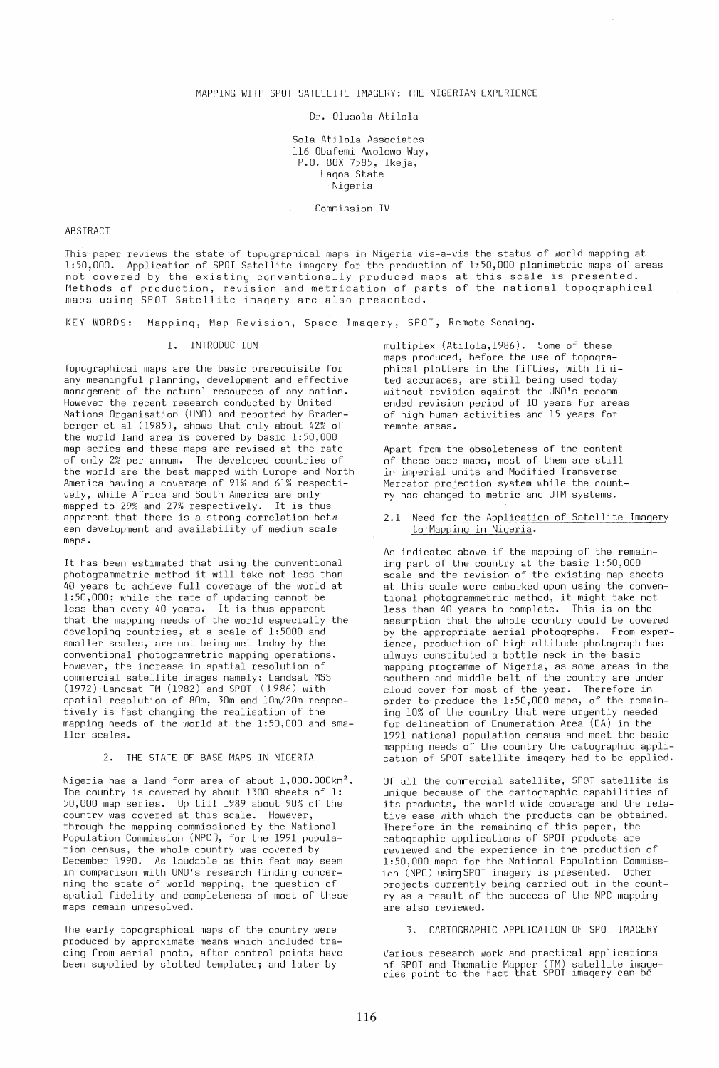# MAPPING WITH SPOT SATELLITE IMAGERY: THE NIGERIAN EXPERIENCE

Dr. Olusola Atilola

Sola Atilola Associates
116 Obafemi Awolowo Way,
P.O. BOX 7585, Ikeja,
Lagos State
Nigeria

Commission IV

## ABSTRACT

This paper reviews the state of topographical maps in Nigeria vis-a-vis the status of world mapping at 1:50,000. Application of SPOT Satellite imagery for the production of 1:50,000 planimetric maps of areas not covered by the existing conventionally produced maps at this scale is presented. Methods of production, revision and metrication of parts of the national topographical maps using SPOT Satellite imagery are also presented.

KEY WORDS: Mapping, Map Revision, Space Imagery, SPOT, Remote Sensing.

## 1. INTRODUCTION

Topographical maps are the basic prerequisite for any meaningful planning, development and effective management of the natural resources of any nation. However the recent research conducted by United Nations Organisation (UNO) and reported by Bradenberger et al (1985), shows that only about 42% of the world land area is covered by basic 1:50,000 map series and these maps are revised at the rate of only 2% per annum. The developed countries of the world are the best mapped with Europe and North America having a coverage of 91% and 61% respectively, while Africa and South America are only mapped to 29% and 27% respectively. It is thus apparent that there is a strong correlation between development and availability of medium scale maps.

It has been estimated that using the conventional photogrammetric method it will take not less than 40 years to achieve full coverage of the world at 1:50,000; while the rate of updating cannot be less than every 40 years. It is thus apparent that the mapping needs of the world especially the developing countries, at a scale of 1:5000 and smaller scales, are not being met today by the conventional photogrammetric mapping operations. However, the increase in spatial resolution of commercial satellite images namely: Landsat MSS (1972) Landsat TM (1982) and SPOT (1986) with spatial resolution of 80m, 30m and 10m/20m respectively is fast changing the realisation of the mapping needs of the world at the 1:50,000 and smaller scales.

## 2. THE STATE OF BASE MAPS IN NIGERIA

Nigeria has a land form area of about 1,000.000km². The country is covered by about 1300 sheets of 1: 50,000 map series. Up till 1989 about 90% of the country was covered at this scale. However, through the mapping commissioned by the National Population Commission (NPC), for the 1991 population census, the whole country was covered by December 1990. As laudable as this feat may seem in comparison with UNO's research finding concerning the state of world mapping, the question of spatial fidelity and completeness of most of these maps remain unresolved.

The early topographical maps of the country were produced by approximate means which included tracing from aerial photo, after control points have been supplied by slotted templates; and later by multiplex (Atilola,1986). Some of these maps produced, before the use of topographical plotters in the fifties, with limited accuracies, are still being used today without revision against the UNO's recommended revision period of 10 years for areas of high human activities and 15 years for remote areas.

Apart from the obsoleteness of the content of these base maps, most of them are still in imperial units and Modified Transverse Mercator projection system while the country has changed to metric and UTM systems.

### 2.1 Need for the Application of Satellite Imagery to Mapping in Nigeria.

As indicated above if the mapping of the remaining part of the country at the basic 1:50,000 scale and the revision of the existing map sheets at this scale were embarked upon using the conventional photogrammetric method, it might take not less than 40 years to complete. This is on the assumption that the whole country could be covered by the appropriate aerial photographs. From experience, production of high altitude photograph has always constituted a bottle neck in the basic mapping programme of Nigeria, as some areas in the southern and middle belt of the country are under cloud cover for most of the year. Therefore in order to produce the 1:50,000 maps, of the remaining 10% of the country that were urgently needed for delineation of Enumeration Area (EA) in the 1991 national population census and meet the basic mapping needs of the country the catographic application of SPOT satellite imagery had to be applied.

Of all the commercial satellite, SPOT satellite is unique because of the cartographic capabilities of its products, the world wide coverage and the relative ease with which the products can be obtained. Therefore in the remaining of this paper, the catographic applications of SPOT products are reviewed and the experience in the production of 1:50,000 maps for the National Population Commission (NPC) using SPOT imagery is presented. Other projects currently being carried out in the country as a result of the success of the NPC mapping are also reviewed.

## 3. CARTOGRAPHIC APPLICATION OF SPOT IMAGERY

Various research work and practical applications of SPOT and Thematic Mapper (TM) satellite imageries point to the fact that SPOT imagery can be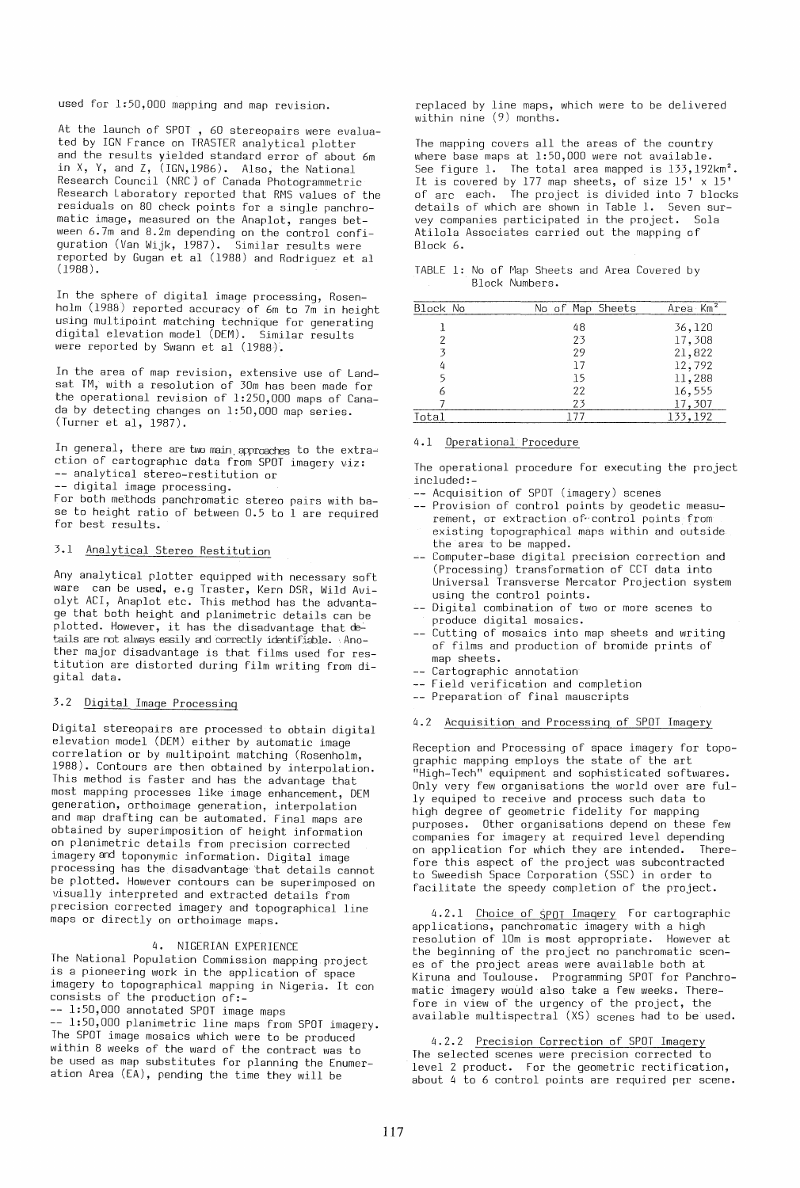used for 1:50,000 mapping and map revision.

At the launch of SPOT , 60 stereopairs were evaluated by IGN France on TRASTER analytical plotter and the results yielded standard error of about 6m in X, Y, and Z, (IGN,1986). Also, the National Research Council (NRC) of Canada Photogrammetric Research Laboratory reported that RMS values of the residuals on 80 check points for a single panchromatic image, measured on the Anaplot, ranges between 6.7m and 8.2m depending on the control configuration (Van Wijk, 1987). Similar results were reported by Gugan et al (1988) and Rodriguez et al (1988).

In the sphere of digital image processing, Rosenholm (1988) reported accuracy of 6m to 7m in height using multipoint matching technique for generating digital elevation model (DEM). Similar results were reported by Swann et al (1988).

In the area of map revision, extensive use of Landsat TM, with a resolution of 30m has been made for the operational revision of 1:250,000 maps of Canada by detecting changes on 1:50,000 map series. (Turner et al, 1987).

In general, there are two main approaches to the extraction of cartographic data from SPOT imagery viz:
-- analytical stereo-restitution or
-- digital image processing.
For both methods panchromatic stereo pairs with base to height ratio of between 0.5 to 1 are required for best results.

### 3.1 Analytical Stereo Restitution

Any analytical plotter equipped with necessary soft ware can be used, e.g Traster, Kern DSR, Wild Aviolyt ACI, Anaplot etc. This method has the advantage that both height and planimetric details can be plotted. However, it has the disadvantage that details are not always easily and correctly identifiable. Another major disadvantage is that films used for restitution are distorted during film writing from digital data.

### 3.2 Digital Image Processing

Digital stereopairs are processed to obtain digital elevation model (DEM) either by automatic image correlation or by multipoint matching (Rosenholm, 1988). Contours are then obtained by interpolation. This method is faster and has the advantage that most mapping processes like image enhancement, DEM generation, orthoimage generation, interpolation and map drafting can be automated. Final maps are obtained by superimposition of height information on planimetric details from precision corrected imagery and toponymic information. Digital image processing has the disadvantage that details cannot be plotted. However contours can be superimposed on visually interpreted and extracted details from precision corrected imagery and topographical line maps or directly on orthoimage maps.

## 4. NIGERIAN EXPERIENCE

The National Population Commission mapping project is a pioneering work in the application of space imagery to topographical mapping in Nigeria. It con consists of the production of:-
-- 1:50,000 annotated SPOT image maps
-- 1:50,000 planimetric line maps from SPOT imagery.
The SPOT image mosaics which were to be produced within 8 weeks of the ward of the contract was to be used as map substitutes for planning the Enumeration Area (EA), pending the time they will be replaced by line maps, which were to be delivered within nine (9) months.

The mapping covers all the areas of the country where base maps at 1:50,000 were not available. See figure 1. The total area mapped is 133,192km². It is covered by 177 map sheets, of size 15' x 15' of arc each. The project is divided into 7 blocks details of which are shown in Table 1. Seven survey companies participated in the project. Sola Atilola Associates carried out the mapping of Block 6.

TABLE 1: No of Map Sheets and Area Covered by Block Numbers.

| Block No | No of Map Sheets | Area Km² |
|---|---|---|
| 1 | 48 | 36,120 |
| 2 | 23 | 17,308 |
| 3 | 29 | 21,822 |
| 4 | 17 | 12,792 |
| 5 | 15 | 11,288 |
| 6 | 22 | 16,555 |
| 7 | 23 | 17,307 |
| Total | 177 | 133,192 |

### 4.1 Operational Procedure

The operational procedure for executing the project included:-
-- Acquisition of SPOT (imagery) scenes
-- Provision of control points by geodetic measurement, or extraction of control points from existing topographical maps within and outside the area to be mapped.
-- Computer-base digital precision correction and (Processing) transformation of CCT data into Universal Transverse Mercator Projection system using the control points.
-- Digital combination of two or more scenes to produce digital mosaics.
-- Cutting of mosaics into map sheets and writing of films and production of bromide prints of map sheets.
-- Cartographic annotation
-- Field verification and completion
-- Preparation of final mauscripts

### 4.2 Acquisition and Processing of SPOT Imagery

Reception and Processing of space imagery for topographic mapping employs the state of the art "High-Tech" equipment and sophisticated softwares. Only very few organisations the world over are fully equiped to receive and process such data to high degree of geometric fidelity for mapping purposes. Other organisations depend on these few companies for imagery at required level depending on application for which they are intended. Therefore this aspect of the project was subcontracted to Sweedish Space Corporation (SSC) in order to facilitate the speedy completion of the project.

4.2.1 Choice of SPOT Imagery For cartographic applications, panchromatic imagery with a high resolution of 10m is most appropriate. However at the beginning of the project no panchromatic scenes of the project areas were available both at Kiruna and Toulouse. Programming SPOT for Panchromatic imagery would also take a few weeks. Therefore in view of the urgency of the project, the available multispectral (XS) scenes had to be used.

4.2.2 Precision Correction of SPOT Imagery The selected scenes were precision corrected to level 2 product. For the geometric rectification, about 4 to 6 control points are required per scene.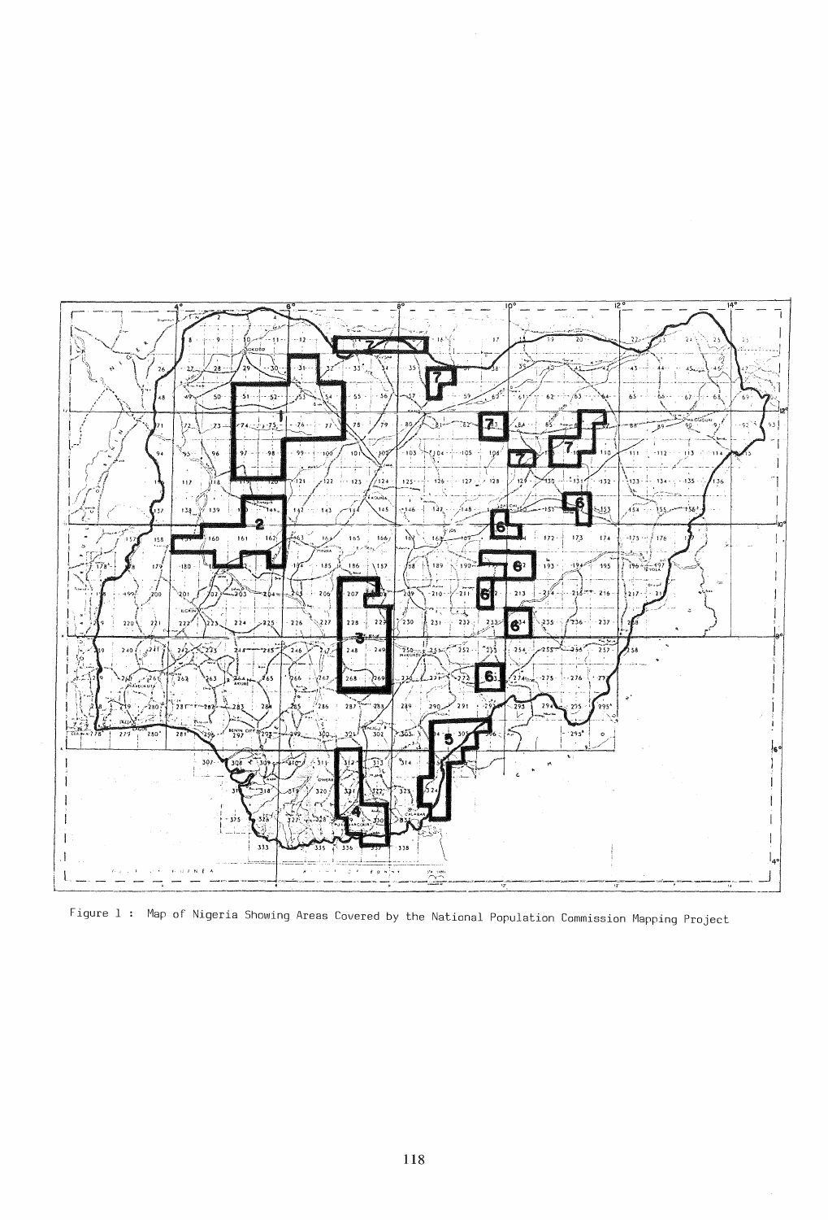Figure 1 : Map of Nigeria Showing Areas Covered by the National Population Commission Mapping Project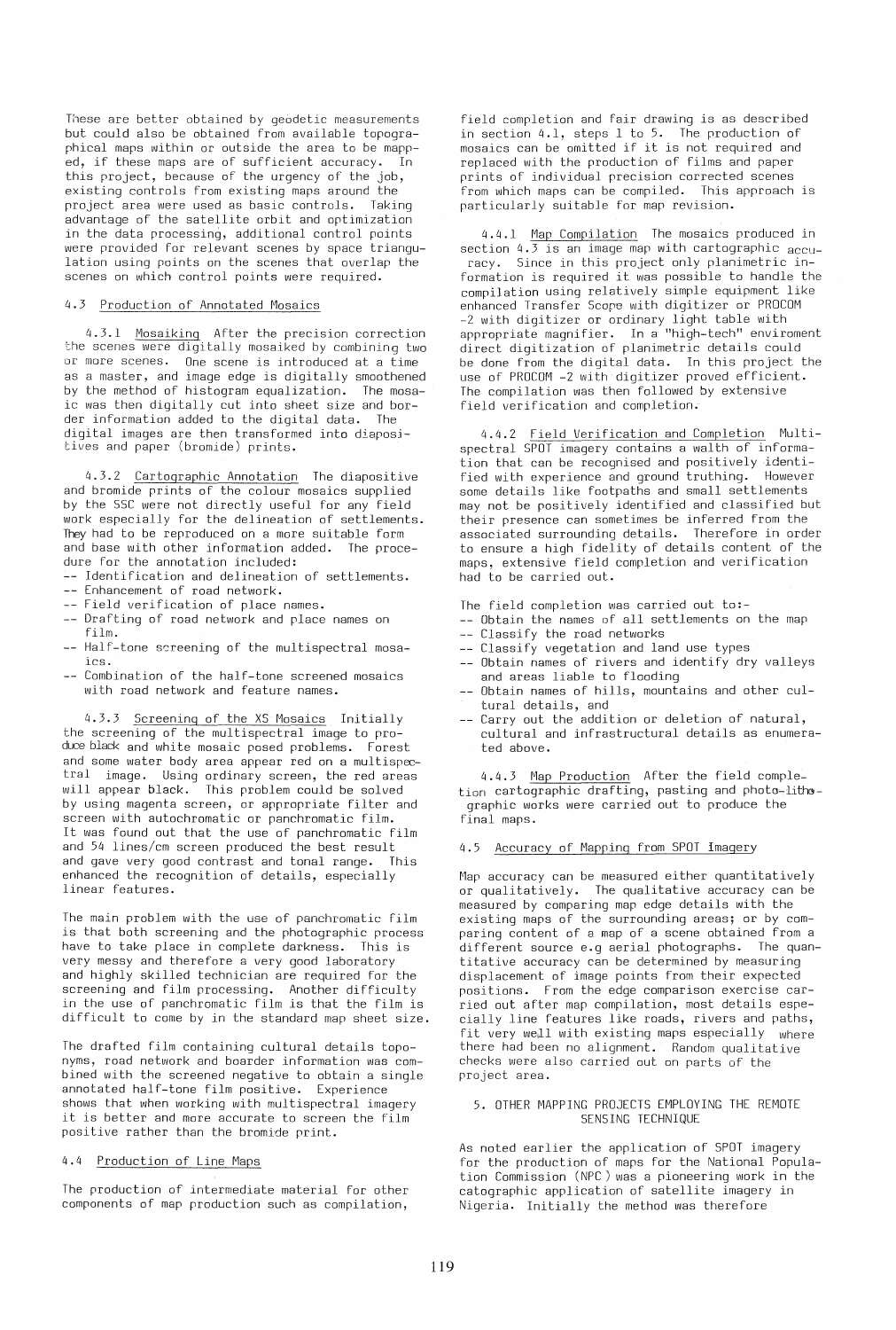These are better obtained by geodetic measurements but could also be obtained from available topographical maps within or outside the area to be mapped, if these maps are of sufficient accuracy. In this project, because of the urgency of the job, existing controls from existing maps around the project area were used as basic controls. Taking advantage of the satellite orbit and optimization in the data processing, additional control points were provided for relevant scenes by space triangulation using points on the scenes that overlap the scenes on which control points were required.

## 4.3 Production of Annotated Mosaics

4.3.1 Mosaiking After the precision correction the scenes were digitally mosaiked by combining two or more scenes. One scene is introduced at a time as a master, and image edge is digitally smoothened by the method of histogram equalization. The mosaic was then digitally cut into sheet size and border information added to the digital data. The digital images are then transformed into diapositives and paper (bromide) prints.

4.3.2 Cartographic Annotation The diapositive and bromide prints of the colour mosaics supplied by the SSC were not directly useful for any field work especially for the delineation of settlements. They had to be reproduced on a more suitable form and base with other information added. The procedure for the annotation included:

- -- Identification and delineation of settlements.
- -- Enhancement of road network.
- -- Field verification of place names.
- -- Drafting of road network and place names on film.
- -- Half-tone screening of the multispectral mosaics.
- -- Combination of the half-tone screened mosaics with road network and feature names.

4.3.3 Screening of the XS Mosaics Initially the screening of the multispectral image to produce black and white mosaic posed problems. Forest and some water body area appear red on a multispectral image. Using ordinary screen, the red areas will appear black. This problem could be solved by using magenta screen, or appropriate filter and screen with autochromatic or panchromatic film. It was found out that the use of panchromatic film and 54 lines/cm screen produced the best result and gave very good contrast and tonal range. This enhanced the recognition of details, especially linear features.

The main problem with the use of panchromatic film is that both screening and the photographic process have to take place in complete darkness. This is very messy and therefore a very good laboratory and highly skilled technician are required for the screening and film processing. Another difficulty in the use of panchromatic film is that the film is difficult to come by in the standard map sheet size.

The drafted film containing cultural details toponyms, road network and boarder information was combined with the screened negative to obtain a single annotated half-tone film positive. Experience shows that when working with multispectral imagery it is better and more accurate to screen the film positive rather than the bromide print.

## 4.4 Production of Line Maps

The production of intermediate material for other components of map production such as compilation, field completion and fair drawing is as described in section 4.1, steps 1 to 5. The production of mosaics can be omitted if it is not required and replaced with the production of films and paper prints of individual precision corrected scenes from which maps can be compiled. This approach is particularly suitable for map revision.

4.4.1 Map Compilation The mosaics produced in section 4.3 is an image map with cartographic accuracy. Since in this project only planimetric information is required it was possible to handle the compilation using relatively simple equipment like enhanced Transfer Scope with digitizer or PROCOM -2 with digitizer or ordinary light table with appropriate magnifier. In a "high-tech" environment direct digitization of planimetric details could be done from the digital data. In this project the use of PROCOM -2 with digitizer proved efficient. The compilation was then followed by extensive field verification and completion.

4.4.2 Field Verification and Completion Multispectral SPOT imagery contains a wealth of information that can be recognised and positively identified with experience and ground truthing. However some details like footpaths and small settlements may not be positively identified and classified but their presence can sometimes be inferred from the associated surrounding details. Therefore in order to ensure a high fidelity of details content of the maps, extensive field completion and verification had to be carried out.

The field completion was carried out to:-

- -- Obtain the names of all settlements on the map
- -- Classify the road networks
- -- Classify vegetation and land use types
- -- Obtain names of rivers and identify dry valleys and areas liable to flooding
- -- Obtain names of hills, mountains and other cultural details, and
- -- Carry out the addition or deletion of natural, cultural and infrastructural details as enumerated above.

4.4.3 Map Production After the field completion cartographic drafting, pasting and photo-lithographic works were carried out to produce the final maps.

## 4.5 Accuracy of Mapping from SPOT Imagery

Map accuracy can be measured either quantitatively or qualitatively. The qualitative accuracy can be measured by comparing map edge details with the existing maps of the surrounding areas; or by comparing content of a map of a scene obtained from a different source e.g aerial photographs. The quantitative accuracy can be determined by measuring displacement of image points from their expected positions. From the edge comparison exercise carried out after map compilation, most details especially line features like roads, rivers and paths, fit very well with existing maps especially where there had been no alignment. Random qualitative checks were also carried out on parts of the project area.

## 5. OTHER MAPPING PROJECTS EMPLOYING THE REMOTE SENSING TECHNIQUE

As noted earlier the application of SPOT imagery for the production of maps for the National Population Commission (NPC) was a pioneering work in the catographic application of satellite imagery in Nigeria. Initially the method was therefore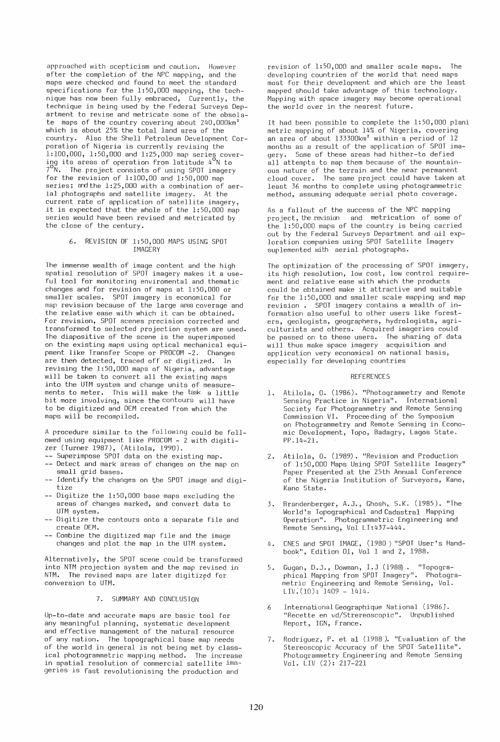approached with scepticism and caution. However after the completion of the NPC mapping, and the maps were checked and found to meet the standard specifications for the 1:50,000 mapping, the technique has now been fully embraced. Currently, the technique is being used by the Federal Surveys Department to revise and metricate some of the obsolate maps of the country covering about 240,000km² which is about 25% the total land area of the country. Also the Shell Petroleum Development Corporation of Nigeria is currently revising the 1:100,000, 1:50,000 and 1:25,000 map series covering its areas of operation from latitude 4°N to 7°N. The project consists of using SPOT imagery for the revision of 1:100,00 and 1:50,000 map series; and the 1:25,000 with a combination of aerial photographs and satellite imagery. At the current rate of application of satellite imagery, it is expected that the whole of the 1:50,000 map series would have been revised and metricated by the close of the century.

## 6. REVISION OF 1:50,000 MAPS USING SPOT IMAGERY

The immense wealth of image content and the high spatial resolution of SPOT imagery makes it a useful tool for monitoring enviromental and thematic changes and for revision of maps at 1:50,000 or smaller scales. SPOT imagery is economical for map revision because of the large area coverage and the relative ease with which it can be obtained. For revision, SPOT scenes precision corrected and transformed to selected projection system are used. The diapositive of the scene is the superimposed on the existing maps using optical mechanical equipment like Transfer Scope or PROCOM -2. Changes are then detected, traced off or digitized. In revising the 1:50,000 maps of Nigeria, advantage will be taken to convert all the existing maps into the UTM system and change units of measurements to meter. This will make the task a little bit more involving, since the contours will have to be digitized and DEM created from which the maps will be recompiled.

A procedure similar to the following could be followed using equipment like PROCOM - 2 with digitizer (Turner 1987), (Atilola, 1990).

- -- Superimpose SPOT data on the existing map.
- -- Detect and mark areas of changes on the map on small grid bases.
- -- Identify the changes on the SPOT image and digitize
- -- Digitize the 1:50,000 base maps excluding the areas of changes marked, and convert data to UTM system.
- -- Digitize the contours onto a separate file and create DEM.
- -- Combine the digitized map file and the image changes and plot the map in the UTM system.

Alternatively, the SPOT scene could be transformed into NTM projection system and the map revised in NTM. The revised maps are later digitized for conversion to UTM.

## 7. SUMMARY AND CONCLUSION

Up-to-date and accurate maps are basic tool for any meaningful planning, systematic development and effective management of the natural resource of any nation. The topographical base map needs of the world in general is not being met by classical photogrammetric mapping method. The increase in spatial resolution of commercial satellite imageries is fast revolutionising the production and revision of 1:50,000 and smaller scale maps. The developing countries of the world that need maps most for their development and which are the least mapped should take advantage of this technology. Mapping with space imagery may become operational the world over in the nearest future.

It had been possible to complete the 1:50,000 planimetric mapping of about 14% of Nigeria, covering an area of about 133300km² within a period of 12 months as a result of the application of SPOT imagery. Some of these areas had hither-to defied all attempts to map them because of the mountainous nature of the terrain and the near permanent cloud cover. The same project could have taken at least 36 months to complete using photogrammetric method, assuming adequate aerial photo coverage.

As a fallout of the success of the NPC mapping project, the revision and metrication of some of the 1:50,000 maps of the country is being carried out by the Federal Surveys Department and oil exploration companies using SPOT Satellite Imagery suplemented with aerial photographs.

The optimization of the processing of SPOT imagery, its high resolution, low cost, low control requirement and relative ease with which the products could be obtained make it attractive and suitable for the 1:50,000 and smaller scale mapping and map revision . SPOT imagery contains a wealth of information also useful to other users like foresters, geologists, geographers, hydrologists, agriculturists and others. Acquired imageries could be passed on to these users. The sharing of data will thus make space imagery acquisition and application very economical on national basis, especially for developing countries

## REFERENCES

1. Atilola, O. (1986). "Photogrammetry and Remote Sensing Practice in Nigeria". International Society for Photogrammetry and Remote Sensing Commission VI. Proceeding of the Symposium on Photogrammetry and Remote Sensing in Economic Development, Topo, Badagry, Lagos State. PP.14-21.
2. Atilola, O. (1989). "Revision and Production of 1:50,000 Maps Using SPOT Satellite Imagery" Paper Presented at the 25th Annual Conference of the Nigeria Institution of Surveyors, Kano, Kano State.
3. Brandenberger, A.J., Ghosh, S.K. (1985). "The World's Topographical and Cadastral Mapping Operation". Photogrammetric Engineering and Remote Sensing, Vol LI:437-444.
4. CNES and SPOT IMAGE, (1980 ) "SPOT User's Handbook", Edition 01, Vol 1 and 2, 1988.
5. Gugan, D.J., Dowman, I.J (1988). "Topographical Mapping from SPOT Imagery". Photogrametric Engineering and Remote Sensing, Vol. LIV.(10): 1409 - 1414.
6. International Geographique National (1986). "Recette en vd/Strereoscopic". Unpublished Report, IGN, France.
7. Rodriguez, P. et al (1988). "Evaluation of the Stereoscopic Accuracy of the SPOT Satellite". Photogrammetry Engineering and Remote Sensing Vol. LIV (2): 217-221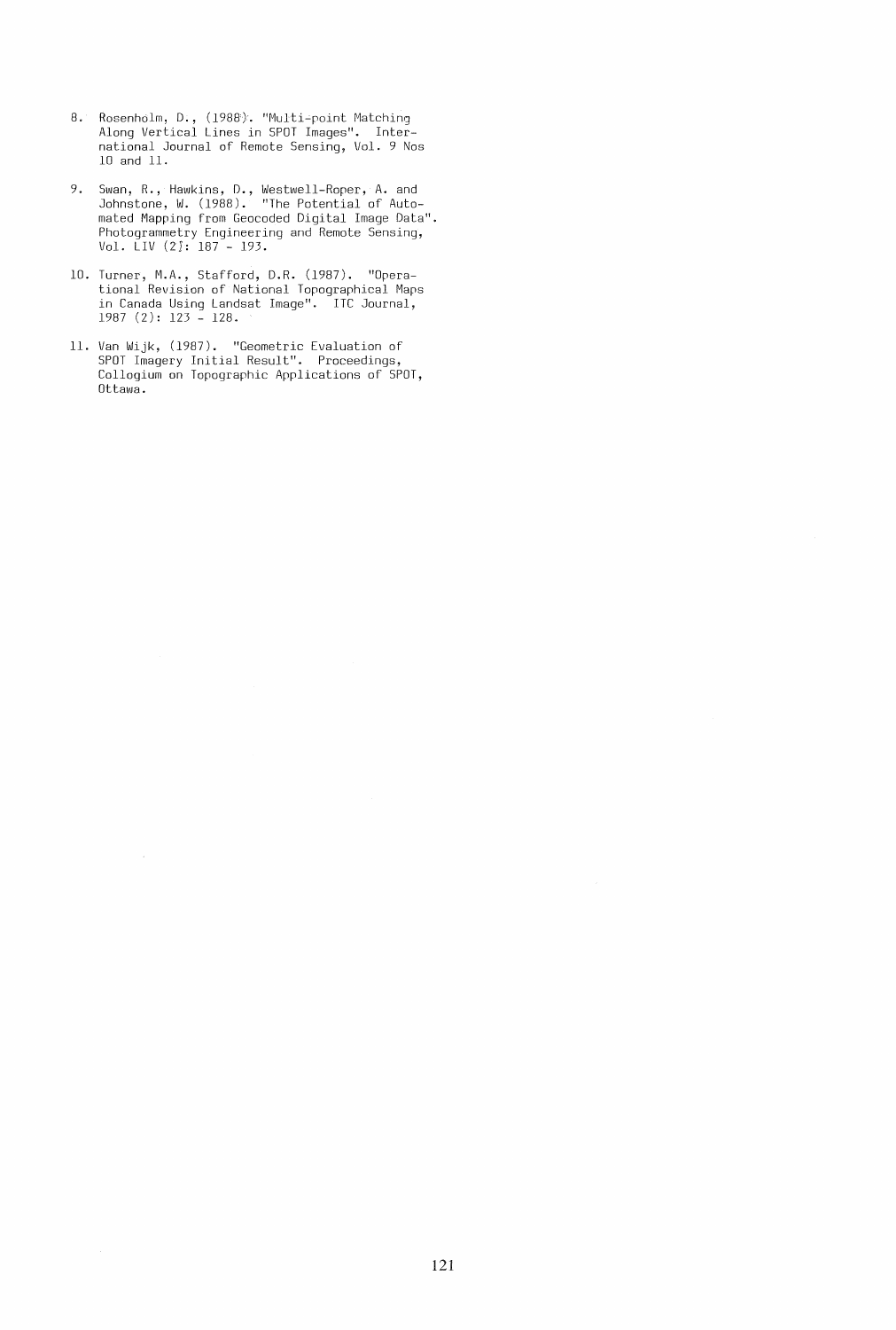8. Rosenholm, D., (1988). "Multi-point Matching Along Vertical Lines in SPOT Images". International Journal of Remote Sensing, Vol. 9 Nos 10 and 11.

9. Swan, R., Hawkins, D., Westwell-Roper, A. and Johnstone, W. (1988). "The Potential of Automated Mapping from Geocoded Digital Image Data". Photogrammetry Engineering and Remote Sensing, Vol. LIV (2): 187 - 193.

10. Turner, M.A., Stafford, D.R. (1987). "Operational Revision of National Topographical Maps in Canada Using Landsat Image". ITC Journal, 1987 (2): 123 - 128.

11. Van Wijk, (1987). "Geometric Evaluation of SPOT Imagery Initial Result". Proceedings, Collogium on Topographic Applications of SPOT, Ottawa.